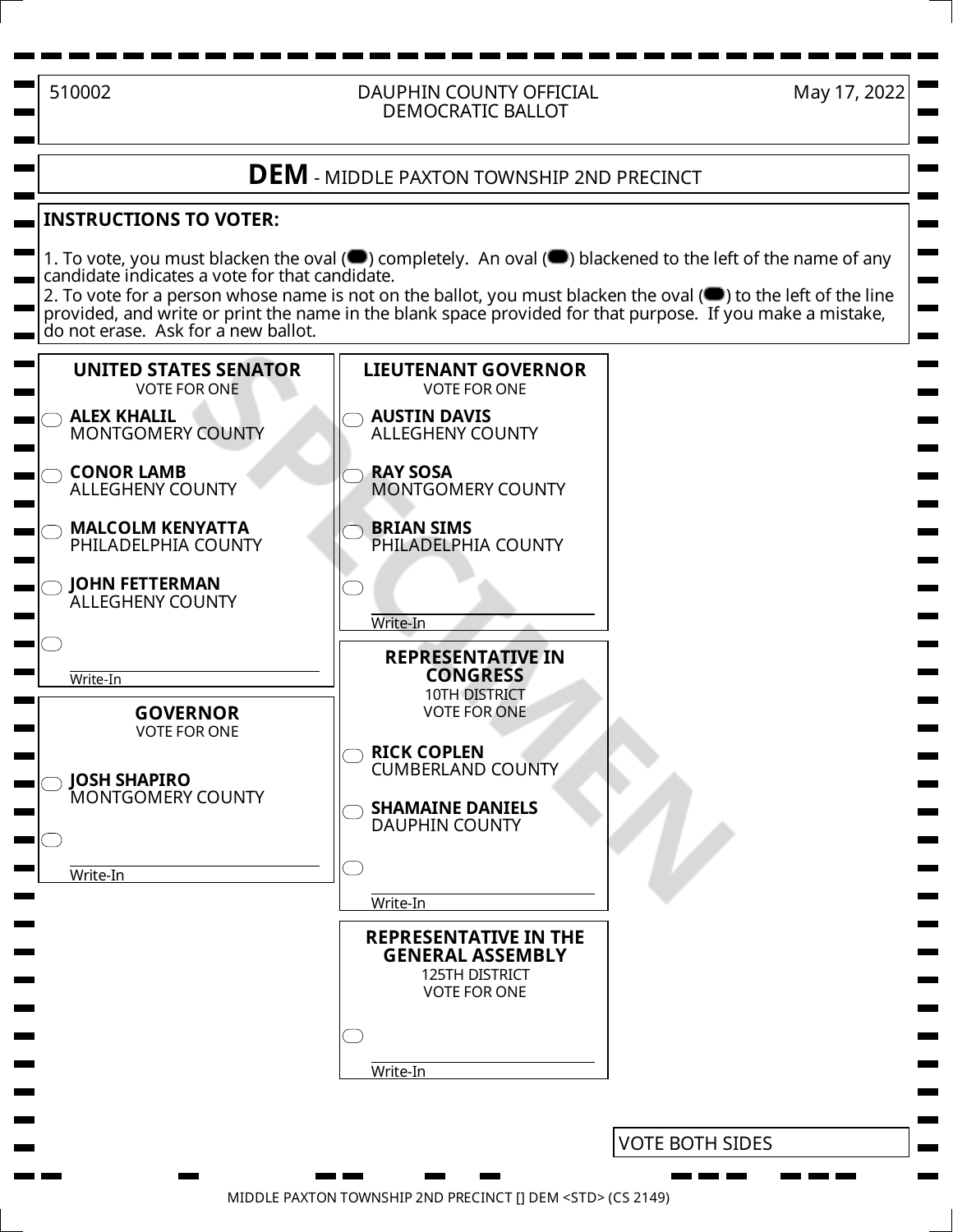510002

DAUPHIN COUNTY OFFICIAL
DEMOCRATIC BALLOT

May 17, 2022

# DEM - MIDDLE PAXTON TOWNSHIP 2ND PRECINCT

**INSTRUCTIONS TO VOTER:**

1. To vote, you must blacken the oval (⬬) completely. An oval (⬬) blackened to the left of the name of any candidate indicates a vote for that candidate.
2. To vote for a person whose name is not on the ballot, you must blacken the oval (⬬) to the left of the line provided, and write or print the name in the blank space provided for that purpose. If you make a mistake, do not erase. Ask for a new ballot.

## UNITED STATES SENATOR
VOTE FOR ONE

- **ALEX KHALIL**
  MONTGOMERY COUNTY
- **CONOR LAMB**
  ALLEGHENY COUNTY
- **MALCOLM KENYATTA**
  PHILADELPHIA COUNTY
- **JOHN FETTERMAN**
  ALLEGHENY COUNTY
- Write-In

## GOVERNOR
VOTE FOR ONE

- **JOSH SHAPIRO**
  MONTGOMERY COUNTY
- Write-In

## LIEUTENANT GOVERNOR
VOTE FOR ONE

- **AUSTIN DAVIS**
  ALLEGHENY COUNTY
- **RAY SOSA**
  MONTGOMERY COUNTY
- **BRIAN SIMS**
  PHILADELPHIA COUNTY
- Write-In

## REPRESENTATIVE IN CONGRESS
10TH DISTRICT
VOTE FOR ONE

- **RICK COPLEN**
  CUMBERLAND COUNTY
- **SHAMAINE DANIELS**
  DAUPHIN COUNTY
- Write-In

## REPRESENTATIVE IN THE GENERAL ASSEMBLY
125TH DISTRICT
VOTE FOR ONE

- Write-In

VOTE BOTH SIDES

MIDDLE PAXTON TOWNSHIP 2ND PRECINCT [] DEM <STD> (CS 2149)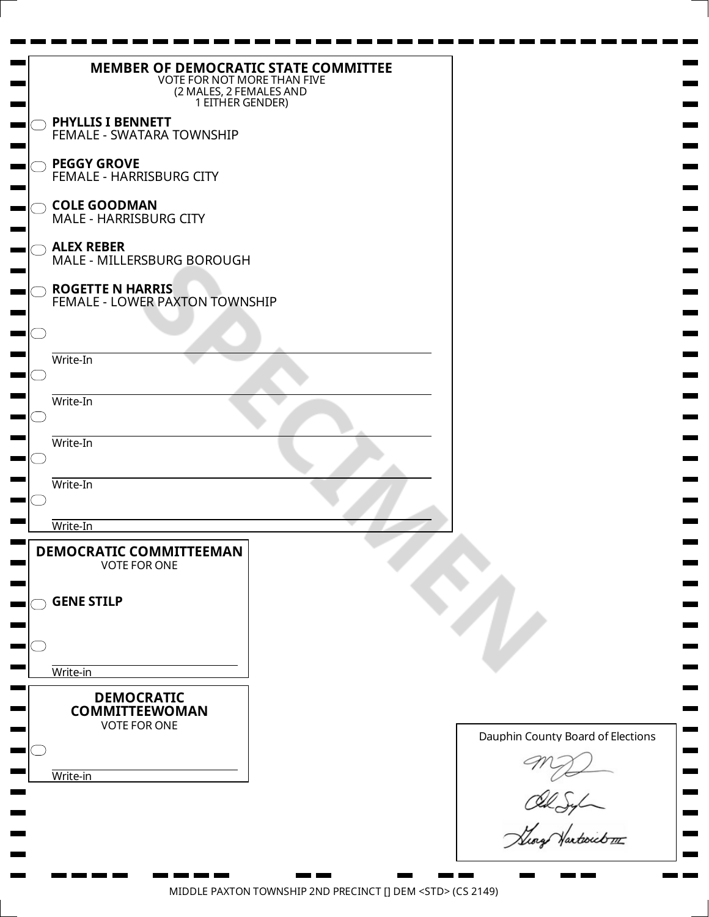## MEMBER OF DEMOCRATIC STATE COMMITTEE

VOTE FOR NOT MORE THAN FIVE
(2 MALES, 2 FEMALES AND
1 EITHER GENDER)

- **PHYLLIS I BENNETT**
  FEMALE - SWATARA TOWNSHIP
- **PEGGY GROVE**
  FEMALE - HARRISBURG CITY
- **COLE GOODMAN**
  MALE - HARRISBURG CITY
- **ALEX REBER**
  MALE - MILLERSBURG BOROUGH
- **ROGETTE N HARRIS**
  FEMALE - LOWER PAXTON TOWNSHIP
- Write-In
- Write-In
- Write-In
- Write-In
- Write-In

## DEMOCRATIC COMMITTEEMAN

VOTE FOR ONE

- **GENE STILP**
- Write-in

## DEMOCRATIC COMMITTEEWOMAN

VOTE FOR ONE

- Write-in

SPECIMEN

Dauphin County Board of Elections

MIDDLE PAXTON TOWNSHIP 2ND PRECINCT [] DEM <STD> (CS 2149)